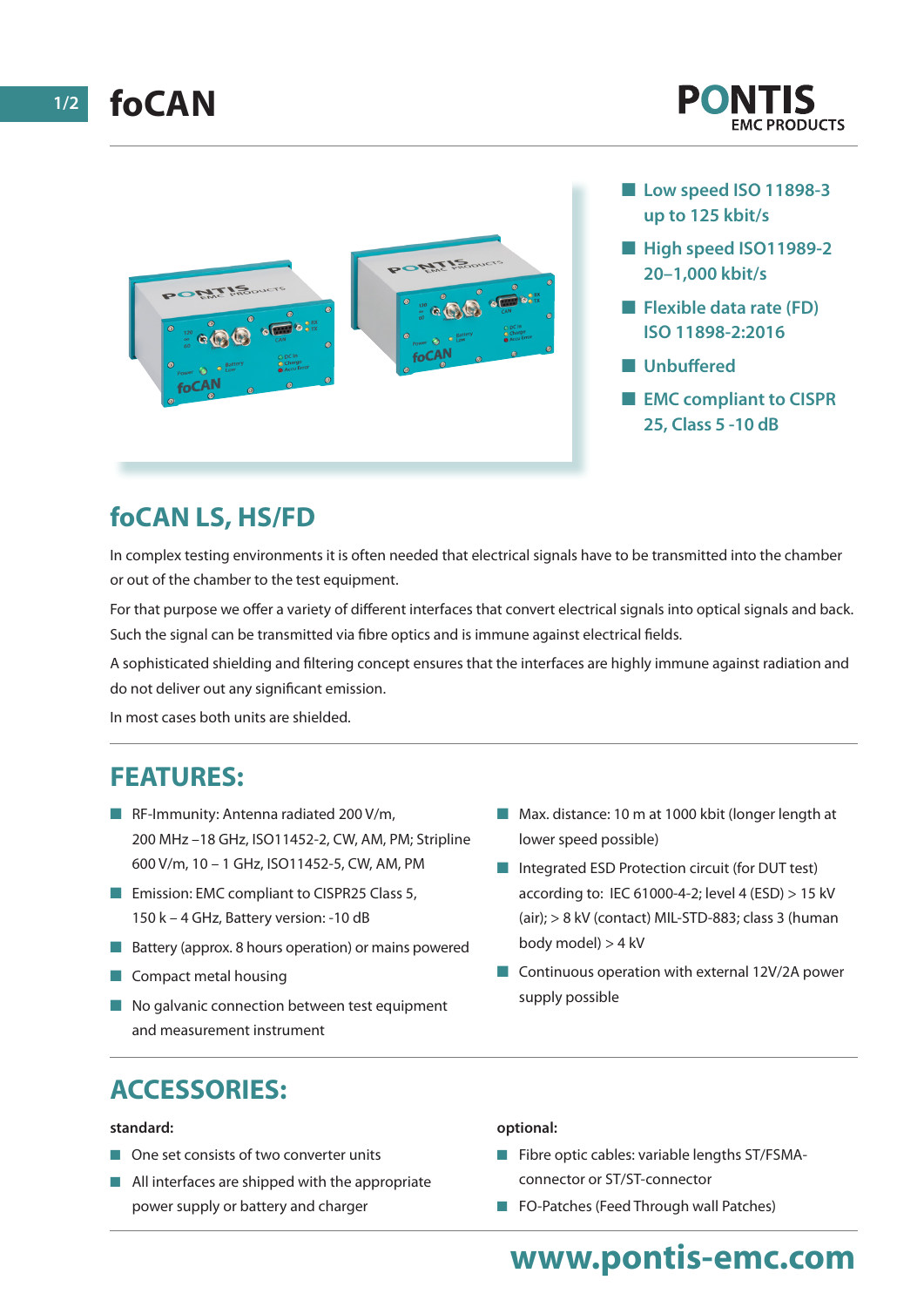# foCAN

PONTIS
EMC PRODUCTS

- Low speed ISO 11898-3 up to 125 kbit/s
- High speed ISO11989-2 20–1,000 kbit/s
- Flexible data rate (FD) ISO 11898-2:2016
- Unbuffered
- EMC compliant to CISPR 25, Class 5 -10 dB

## foCAN LS, HS/FD

In complex testing environments it is often needed that electrical signals have to be transmitted into the chamber or out of the chamber to the test equipment.

For that purpose we offer a variety of different interfaces that convert electrical signals into optical signals and back. Such the signal can be transmitted via fibre optics and is immune against electrical fields.

A sophisticated shielding and filtering concept ensures that the interfaces are highly immune against radiation and do not deliver out any significant emission.

In most cases both units are shielded.

## FEATURES:

- RF-Immunity: Antenna radiated 200 V/m, 200 MHz –18 GHz, ISO11452-2, CW, AM, PM; Stripline 600 V/m, 10 – 1 GHz, ISO11452-5, CW, AM, PM
- Emission: EMC compliant to CISPR25 Class 5, 150 k – 4 GHz, Battery version: -10 dB
- Battery (approx. 8 hours operation) or mains powered
- Compact metal housing
- No galvanic connection between test equipment and measurement instrument
- Max. distance: 10 m at 1000 kbit (longer length at lower speed possible)
- Integrated ESD Protection circuit (for DUT test) according to: IEC 61000-4-2; level 4 (ESD) > 15 kV (air); > 8 kV (contact) MIL-STD-883; class 3 (human body model) > 4 kV
- Continuous operation with external 12V/2A power supply possible

## ACCESSORIES:

**standard:**

- One set consists of two converter units
- All interfaces are shipped with the appropriate power supply or battery and charger

**optional:**

- Fibre optic cables: variable lengths ST/FSMA-connector or ST/ST-connector
- FO-Patches (Feed Through wall Patches)

www.pontis-emc.com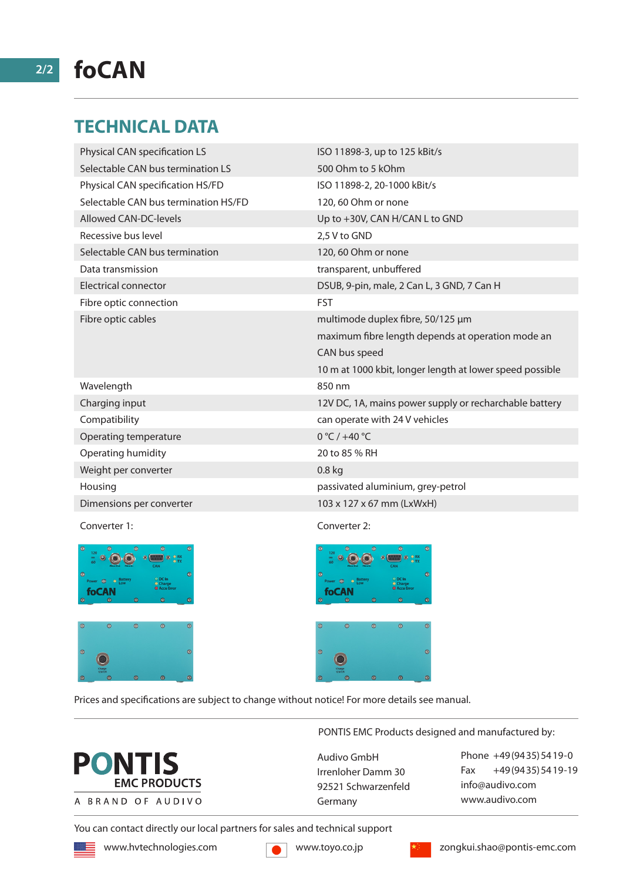# foCAN

## TECHNICAL DATA

| | |
|---|---|
| Physical CAN specification LS | ISO 11898-3, up to 125 kBit/s |
| Selectable CAN bus termination LS | 500 Ohm to 5 kOhm |
| Physical CAN specification HS/FD | ISO 11898-2, 20-1000 kBit/s |
| Selectable CAN bus termination HS/FD | 120, 60 Ohm or none |
| Allowed CAN-DC-levels | Up to +30V, CAN H/CAN L to GND |
| Recessive bus level | 2,5 V to GND |
| Selectable CAN bus termination | 120, 60 Ohm or none |
| Data transmission | transparent, unbuffered |
| Electrical connector | DSUB, 9-pin, male, 2 Can L, 3 GND, 7 Can H |
| Fibre optic connection | FST |
| Fibre optic cables | multimode duplex fibre, 50/125 µm<br>maximum fibre length depends at operation mode an CAN bus speed<br>10 m at 1000 kbit, longer length at lower speed possible |
| Wavelength | 850 nm |
| Charging input | 12V DC, 1A, mains power supply or recharchable battery |
| Compatibility | can operate with 24 V vehicles |
| Operating temperature | 0 °C / +40 °C |
| Operating humidity | 20 to 85 % RH |
| Weight per converter | 0.8 kg |
| Housing | passivated aluminium, grey-petrol |
| Dimensions per converter | 103 x 127 x 67 mm (LxWxH) |

Converter 1:

Converter 2:

Prices and specifications are subject to change without notice! For more details see manual.

PONTIS EMC Products designed and manufactured by:

PONTIS EMC PRODUCTS
A BRAND OF AUDIVO

Audivo GmbH
Irrenloher Damm 30
92521 Schwarzenfeld
Germany

Phone +49 (9435) 5419-0
Fax +49 (9435) 5419-19
info@audivo.com
www.audivo.com

You can contact directly our local partners for sales and technical support

www.hvtechnologies.com

www.toyo.co.jp

zongkui.shao@pontis-emc.com